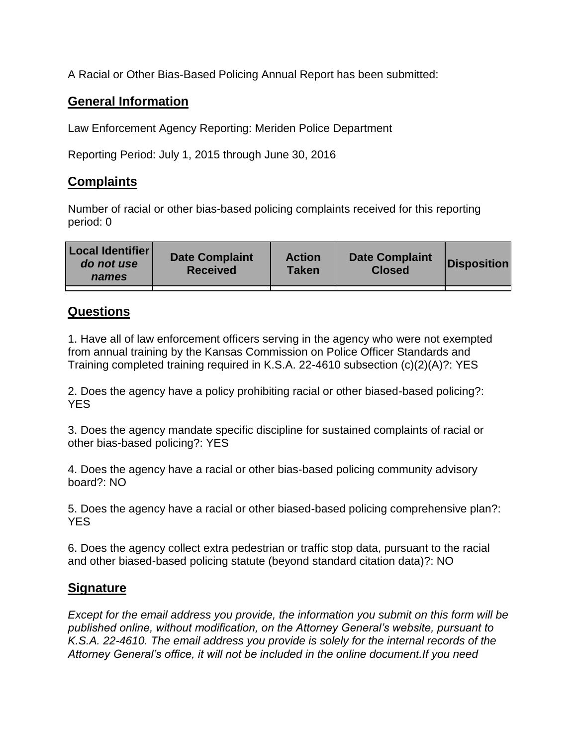A Racial or Other Bias-Based Policing Annual Report has been submitted:

## General Information

Law Enforcement Agency Reporting: Meriden Police Department

Reporting Period: July 1, 2015 through June 30, 2016

## Complaints

Number of racial or other bias-based policing complaints received for this reporting period: 0

| Local Identifier *do not use names* | Date Complaint Received | Action Taken | Date Complaint Closed | Disposition |
|---|---|---|---|---|
| | | | | |

## Questions

1. Have all of law enforcement officers serving in the agency who were not exempted from annual training by the Kansas Commission on Police Officer Standards and Training completed training required in K.S.A. 22-4610 subsection (c)(2)(A)?: YES

2. Does the agency have a policy prohibiting racial or other biased-based policing?: YES

3. Does the agency mandate specific discipline for sustained complaints of racial or other bias-based policing?: YES

4. Does the agency have a racial or other bias-based policing community advisory board?: NO

5. Does the agency have a racial or other biased-based policing comprehensive plan?: YES

6. Does the agency collect extra pedestrian or traffic stop data, pursuant to the racial and other biased-based policing statute (beyond standard citation data)?: NO

## Signature

*Except for the email address you provide, the information you submit on this form will be published online, without modification, on the Attorney General's website, pursuant to K.S.A. 22-4610. The email address you provide is solely for the internal records of the Attorney General's office, it will not be included in the online document.If you need*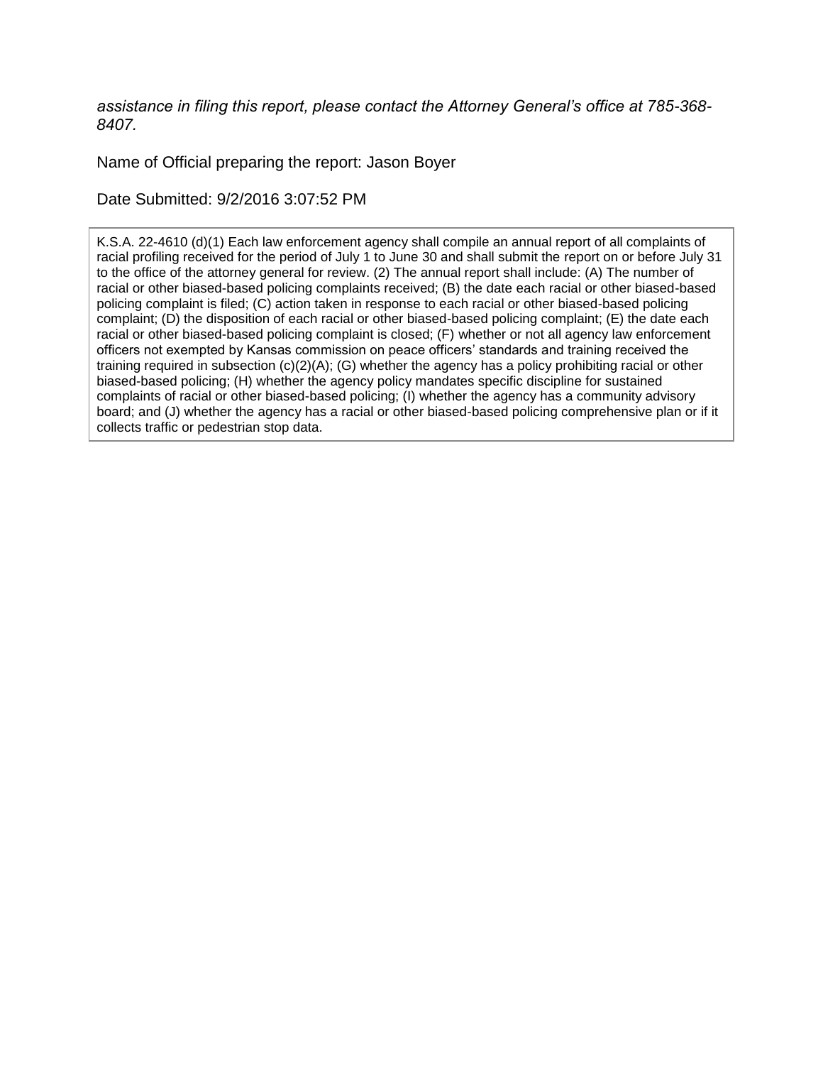*assistance in filing this report, please contact the Attorney General's office at 785-368-8407.*

Name of Official preparing the report: Jason Boyer

Date Submitted: 9/2/2016 3:07:52 PM

K.S.A. 22-4610 (d)(1) Each law enforcement agency shall compile an annual report of all complaints of racial profiling received for the period of July 1 to June 30 and shall submit the report on or before July 31 to the office of the attorney general for review. (2) The annual report shall include: (A) The number of racial or other biased-based policing complaints received; (B) the date each racial or other biased-based policing complaint is filed; (C) action taken in response to each racial or other biased-based policing complaint; (D) the disposition of each racial or other biased-based policing complaint; (E) the date each racial or other biased-based policing complaint is closed; (F) whether or not all agency law enforcement officers not exempted by Kansas commission on peace officers' standards and training received the training required in subsection (c)(2)(A); (G) whether the agency has a policy prohibiting racial or other biased-based policing; (H) whether the agency policy mandates specific discipline for sustained complaints of racial or other biased-based policing; (I) whether the agency has a community advisory board; and (J) whether the agency has a racial or other biased-based policing comprehensive plan or if it collects traffic or pedestrian stop data.